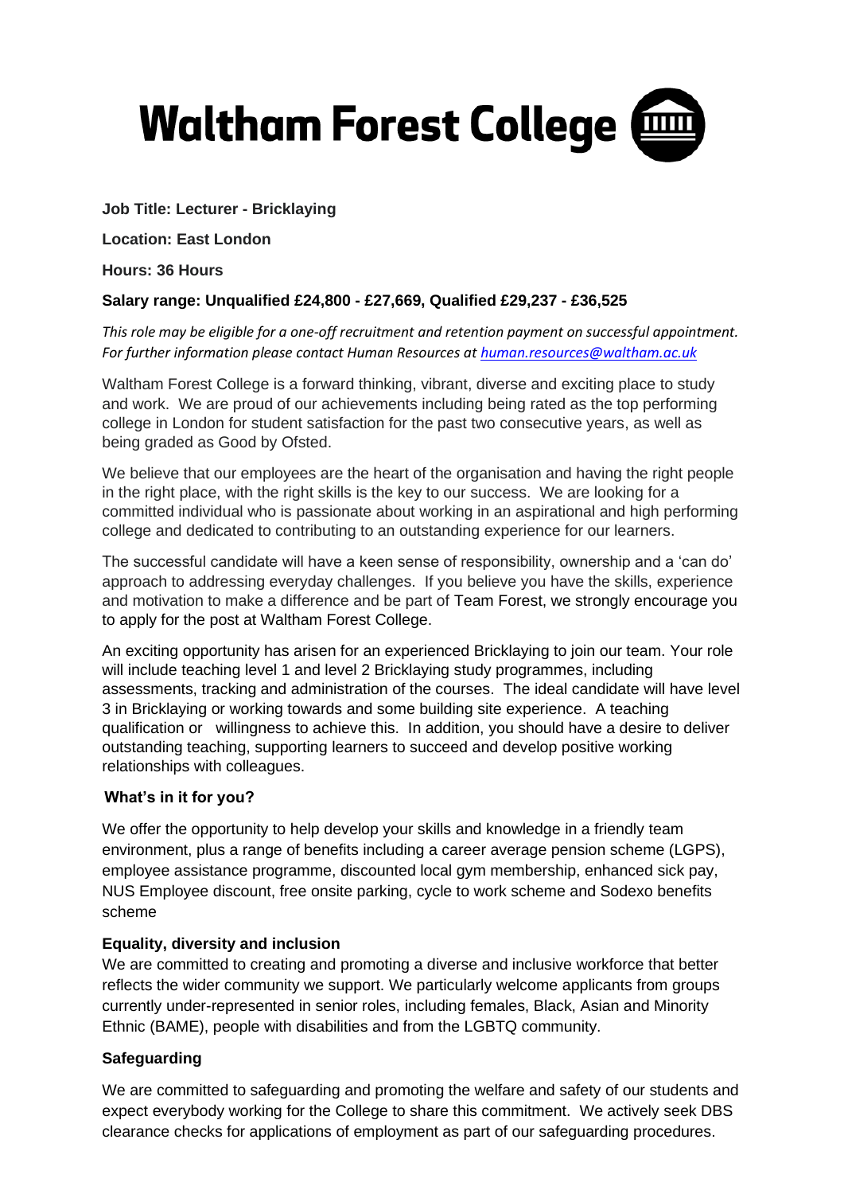# Waltham Forest College

**Job Title: Lecturer - Bricklaying**

**Location: East London**

**Hours: 36 Hours**

**Salary range: Unqualified £24,800 - £27,669, Qualified £29,237 - £36,525**

*This role may be eligible for a one-off recruitment and retention payment on successful appointment. For further information please contact Human Resources at [human.resources@waltham.ac.uk](mailto:human.resources@waltham.ac.uk)*

Waltham Forest College is a forward thinking, vibrant, diverse and exciting place to study and work. We are proud of our achievements including being rated as the top performing college in London for student satisfaction for the past two consecutive years, as well as being graded as Good by Ofsted.

We believe that our employees are the heart of the organisation and having the right people in the right place, with the right skills is the key to our success. We are looking for a committed individual who is passionate about working in an aspirational and high performing college and dedicated to contributing to an outstanding experience for our learners.

The successful candidate will have a keen sense of responsibility, ownership and a 'can do' approach to addressing everyday challenges. If you believe you have the skills, experience and motivation to make a difference and be part of Team Forest, we strongly encourage you to apply for the post at Waltham Forest College.

An exciting opportunity has arisen for an experienced Bricklaying to join our team. Your role will include teaching level 1 and level 2 Bricklaying study programmes, including assessments, tracking and administration of the courses. The ideal candidate will have level 3 in Bricklaying or working towards and some building site experience. A teaching qualification or willingness to achieve this. In addition, you should have a desire to deliver outstanding teaching, supporting learners to succeed and develop positive working relationships with colleagues.

**What's in it for you?**

We offer the opportunity to help develop your skills and knowledge in a friendly team environment, plus a range of benefits including a career average pension scheme (LGPS), employee assistance programme, discounted local gym membership, enhanced sick pay, NUS Employee discount, free onsite parking, cycle to work scheme and Sodexo benefits scheme

**Equality, diversity and inclusion**

We are committed to creating and promoting a diverse and inclusive workforce that better reflects the wider community we support. We particularly welcome applicants from groups currently under-represented in senior roles, including females, Black, Asian and Minority Ethnic (BAME), people with disabilities and from the LGBTQ community.

**Safeguarding**

We are committed to safeguarding and promoting the welfare and safety of our students and expect everybody working for the College to share this commitment. We actively seek DBS clearance checks for applications of employment as part of our safeguarding procedures.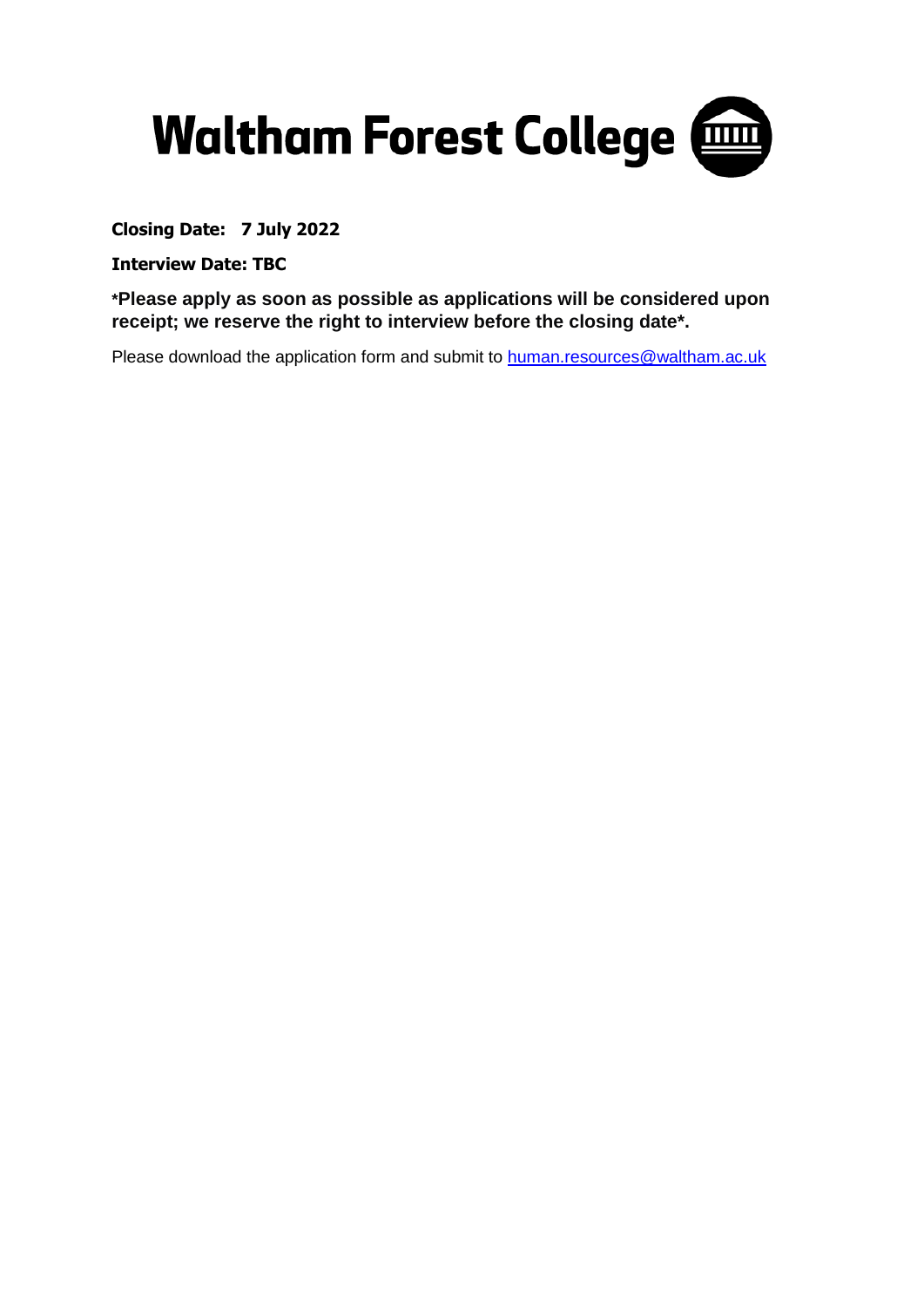# Waltham Forest College

**Closing Date: 7 July 2022**

**Interview Date: TBC**

***Please apply as soon as possible as applications will be considered upon receipt; we reserve the right to interview before the closing date*.**

Please download the application form and submit to [human.resources@waltham.ac.uk](mailto:human.resources@waltham.ac.uk)